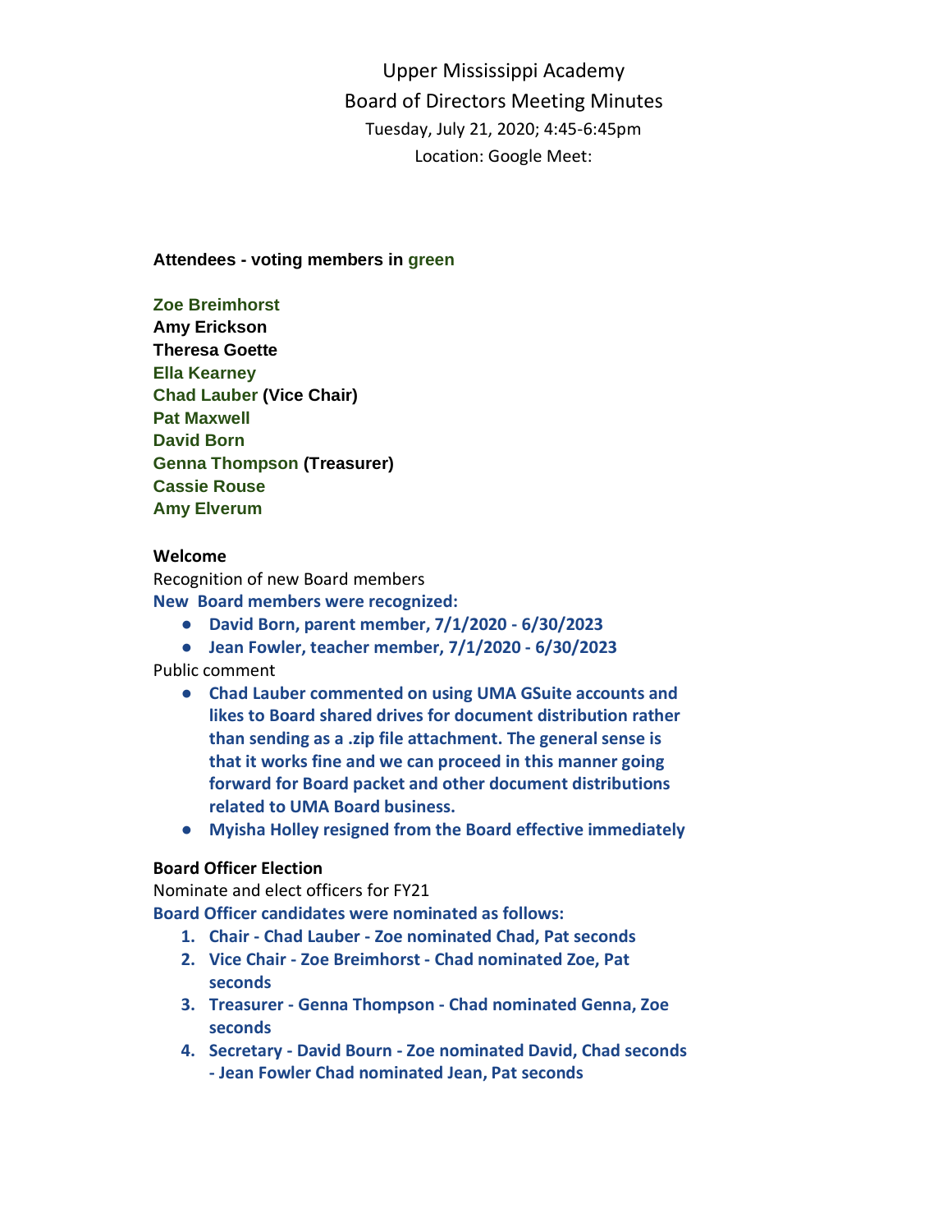# Upper Mississippi Academy

## Board of Directors Meeting Minutes

Tuesday, July 21, 2020; 4:45-6:45pm

Location: Google Meet:

**Attendees - voting members in green**

**Zoe Breimhorst**
**Amy Erickson**
**Theresa Goette**
**Ella Kearney**
**Chad Lauber (Vice Chair)**
**Pat Maxwell**
**David Born**
**Genna Thompson (Treasurer)**
**Cassie Rouse**
**Amy Elverum**

**Welcome**

Recognition of new Board members

**New Board members were recognized:**

- **David Born, parent member, 7/1/2020 - 6/30/2023**
- **Jean Fowler, teacher member, 7/1/2020 - 6/30/2023**

Public comment

- **Chad Lauber commented on using UMA GSuite accounts and likes to Board shared drives for document distribution rather than sending as a .zip file attachment. The general sense is that it works fine and we can proceed in this manner going forward for Board packet and other document distributions related to UMA Board business.**
- **Myisha Holley resigned from the Board effective immediately**

**Board Officer Election**

Nominate and elect officers for FY21

**Board Officer candidates were nominated as follows:**

1. **Chair - Chad Lauber - Zoe nominated Chad, Pat seconds**
2. **Vice Chair - Zoe Breimhorst - Chad nominated Zoe, Pat seconds**
3. **Treasurer - Genna Thompson - Chad nominated Genna, Zoe seconds**
4. **Secretary - David Bourn - Zoe nominated David, Chad seconds - Jean Fowler Chad nominated Jean, Pat seconds**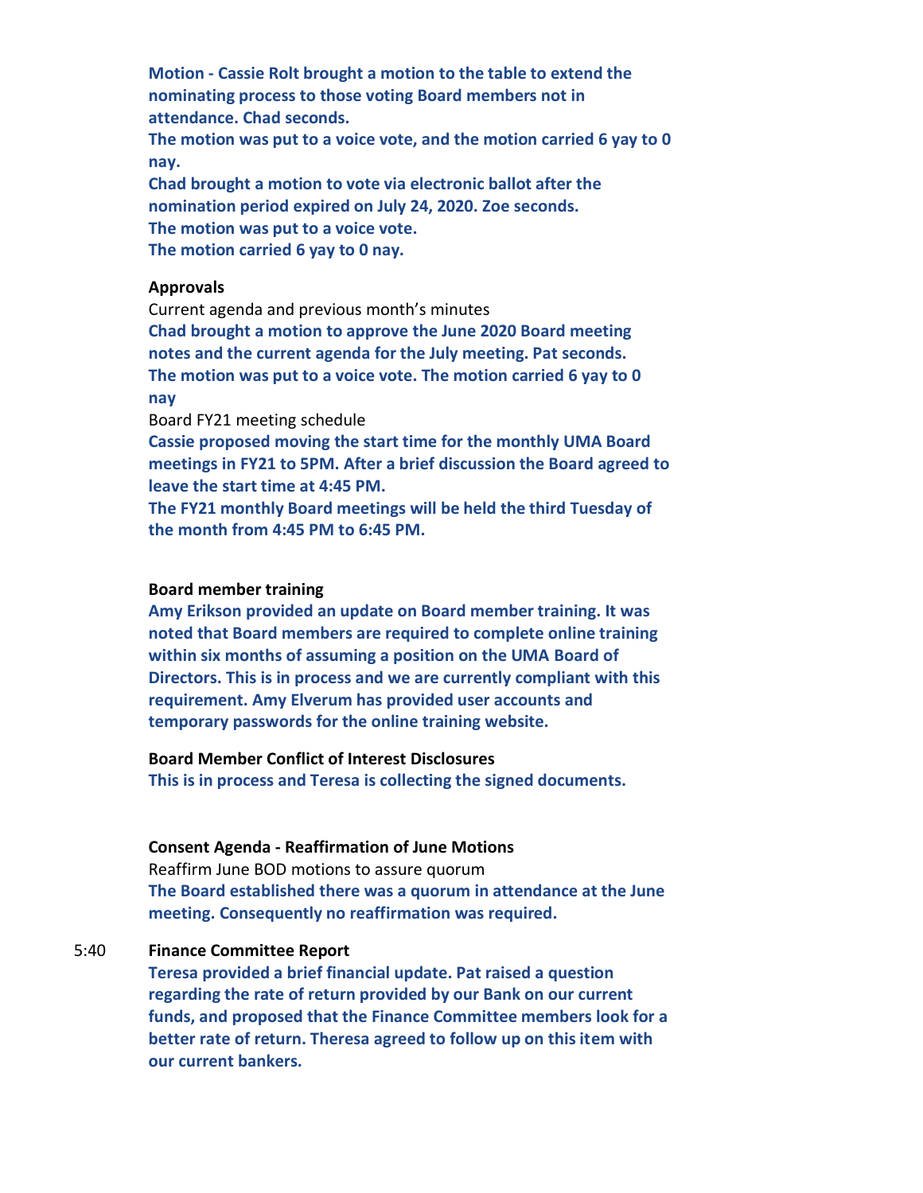**Motion - Cassie Rolt brought a motion to the table to extend the nominating process to those voting Board members not in attendance. Chad seconds.**

**The motion was put to a voice vote, and the motion carried 6 yay to 0 nay.**

**Chad brought a motion to vote via electronic ballot after the nomination period expired on July 24, 2020. Zoe seconds.**

**The motion was put to a voice vote.**

**The motion carried 6 yay to 0 nay.**

**Approvals**

Current agenda and previous month's minutes

**Chad brought a motion to approve the June 2020 Board meeting notes and the current agenda for the July meeting. Pat seconds.**

**The motion was put to a voice vote. The motion carried 6 yay to 0 nay**

Board FY21 meeting schedule

**Cassie proposed moving the start time for the monthly UMA Board meetings in FY21 to 5PM. After a brief discussion the Board agreed to leave the start time at 4:45 PM.**

**The FY21 monthly Board meetings will be held the third Tuesday of the month from 4:45 PM to 6:45 PM.**

**Board member training**

**Amy Erikson provided an update on Board member training. It was noted that Board members are required to complete online training within six months of assuming a position on the UMA Board of Directors. This is in process and we are currently compliant with this requirement. Amy Elverum has provided user accounts and temporary passwords for the online training website.**

**Board Member Conflict of Interest Disclosures**

**This is in process and Teresa is collecting the signed documents.**

**Consent Agenda - Reaffirmation of June Motions**

Reaffirm June BOD motions to assure quorum

**The Board established there was a quorum in attendance at the June meeting. Consequently no reaffirmation was required.**

5:40 **Finance Committee Report**

**Teresa provided a brief financial update. Pat raised a question regarding the rate of return provided by our Bank on our current funds, and proposed that the Finance Committee members look for a better rate of return. Theresa agreed to follow up on this item with our current bankers.**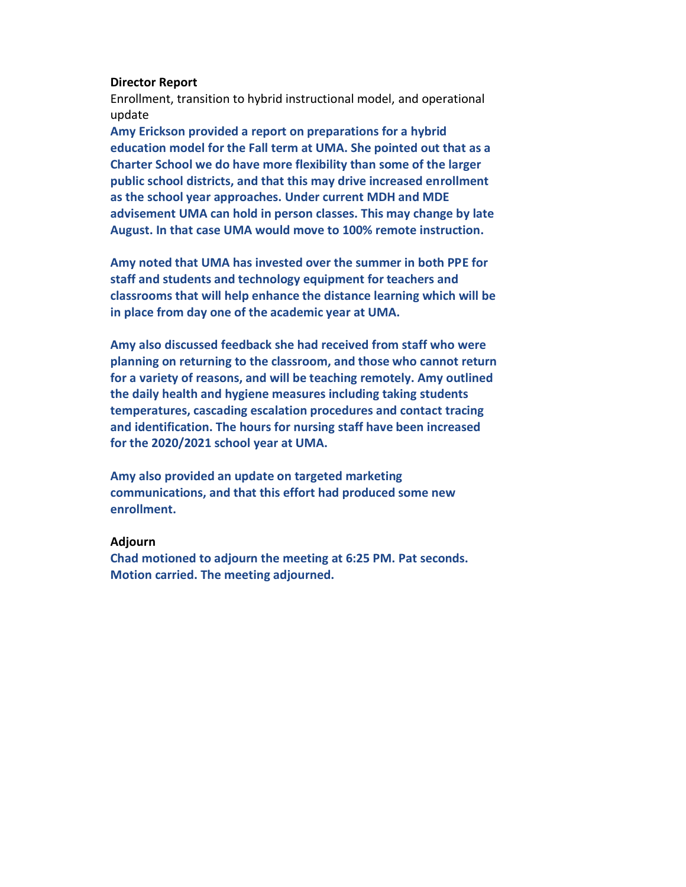**Director Report**

Enrollment, transition to hybrid instructional model, and operational update

**Amy Erickson provided a report on preparations for a hybrid education model for the Fall term at UMA. She pointed out that as a Charter School we do have more flexibility than some of the larger public school districts, and that this may drive increased enrollment as the school year approaches. Under current MDH and MDE advisement UMA can hold in person classes. This may change by late August. In that case UMA would move to 100% remote instruction.**

**Amy noted that UMA has invested over the summer in both PPE for staff and students and technology equipment for teachers and classrooms that will help enhance the distance learning which will be in place from day one of the academic year at UMA.**

**Amy also discussed feedback she had received from staff who were planning on returning to the classroom, and those who cannot return for a variety of reasons, and will be teaching remotely. Amy outlined the daily health and hygiene measures including taking students temperatures, cascading escalation procedures and contact tracing and identification. The hours for nursing staff have been increased for the 2020/2021 school year at UMA.**

**Amy also provided an update on targeted marketing communications, and that this effort had produced some new enrollment.**

**Adjourn**

**Chad motioned to adjourn the meeting at 6:25 PM. Pat seconds. Motion carried. The meeting adjourned.**